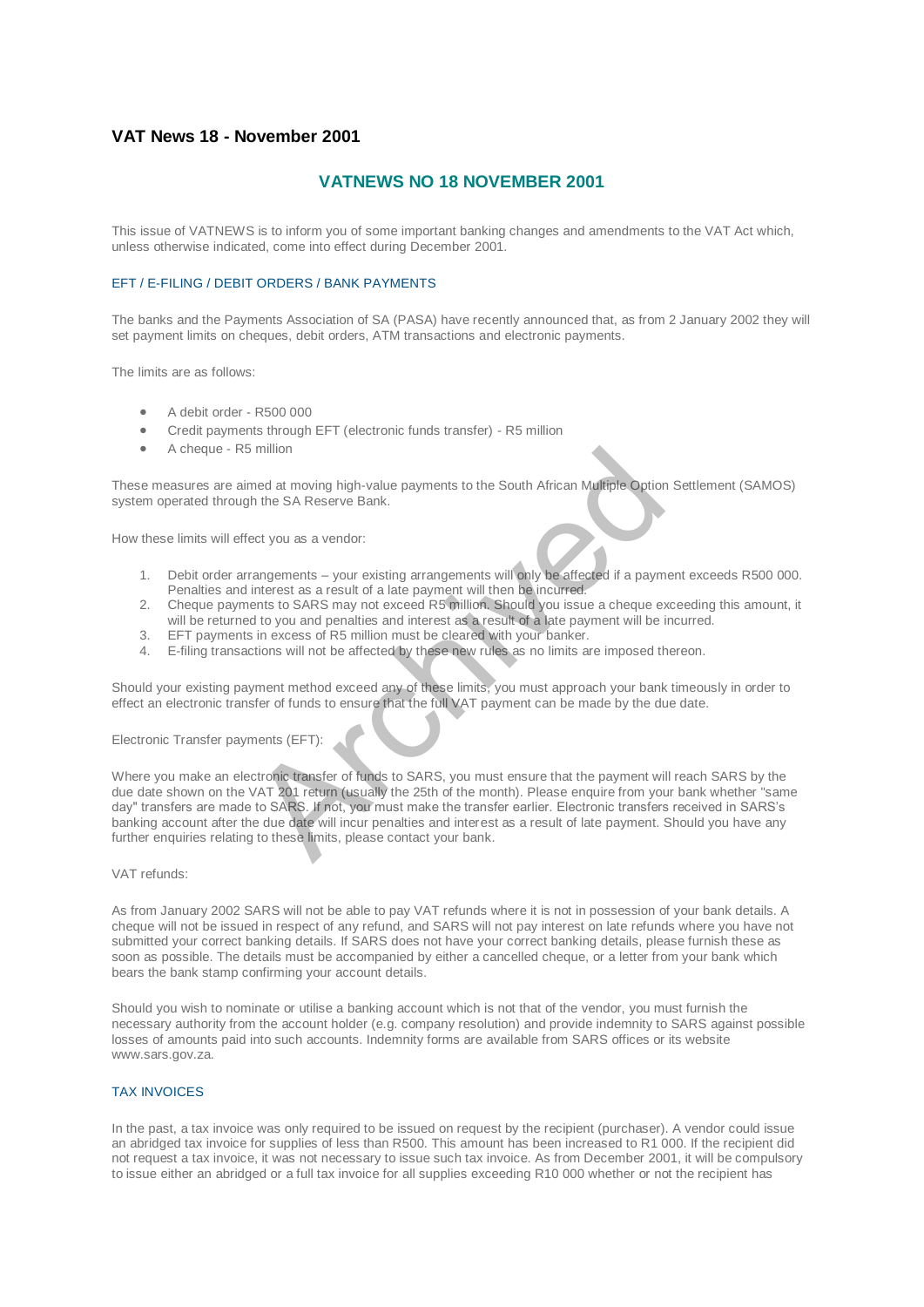# VAT News 18 - November 2001

## VATNEWS NO 18 NOVEMBER 2001

This issue of VATNEWS is to inform you of some important banking changes and amendments to the VAT Act which, unless otherwise indicated, come into effect during December 2001.

### EFT / E-FILING / DEBIT ORDERS / BANK PAYMENTS

The banks and the Payments Association of SA (PASA) have recently announced that, as from 2 January 2002 they will set payment limits on cheques, debit orders, ATM transactions and electronic payments.

The limits are as follows:

- A debit order - R500 000
- Credit payments through EFT (electronic funds transfer) - R5 million
- A cheque - R5 million

These measures are aimed at moving high-value payments to the South African Multiple Option Settlement (SAMOS) system operated through the SA Reserve Bank.

How these limits will effect you as a vendor:

1. Debit order arrangements – your existing arrangements will only be affected if a payment exceeds R500 000. Penalties and interest as a result of a late payment will then be incurred.
2. Cheque payments to SARS may not exceed R5 million. Should you issue a cheque exceeding this amount, it will be returned to you and penalties and interest as a result of a late payment will be incurred.
3. EFT payments in excess of R5 million must be cleared with your banker.
4. E-filing transactions will not be affected by these new rules as no limits are imposed thereon.

Should your existing payment method exceed any of these limits, you must approach your bank timeously in order to effect an electronic transfer of funds to ensure that the full VAT payment can be made by the due date.

Electronic Transfer payments (EFT):

Where you make an electronic transfer of funds to SARS, you must ensure that the payment will reach SARS by the due date shown on the VAT 201 return (usually the 25th of the month). Please enquire from your bank whether "same day" transfers are made to SARS. If not, you must make the transfer earlier. Electronic transfers received in SARS's banking account after the due date will incur penalties and interest as a result of late payment. Should you have any further enquiries relating to these limits, please contact your bank.

VAT refunds:

As from January 2002 SARS will not be able to pay VAT refunds where it is not in possession of your bank details. A cheque will not be issued in respect of any refund, and SARS will not pay interest on late refunds where you have not submitted your correct banking details. If SARS does not have your correct banking details, please furnish these as soon as possible. The details must be accompanied by either a cancelled cheque, or a letter from your bank which bears the bank stamp confirming your account details.

Should you wish to nominate or utilise a banking account which is not that of the vendor, you must furnish the necessary authority from the account holder (e.g. company resolution) and provide indemnity to SARS against possible losses of amounts paid into such accounts. Indemnity forms are available from SARS offices or its website www.sars.gov.za.

### TAX INVOICES

In the past, a tax invoice was only required to be issued on request by the recipient (purchaser). A vendor could issue an abridged tax invoice for supplies of less than R500. This amount has been increased to R1 000. If the recipient did not request a tax invoice, it was not necessary to issue such tax invoice. As from December 2001, it will be compulsory to issue either an abridged or a full tax invoice for all supplies exceeding R10 000 whether or not the recipient has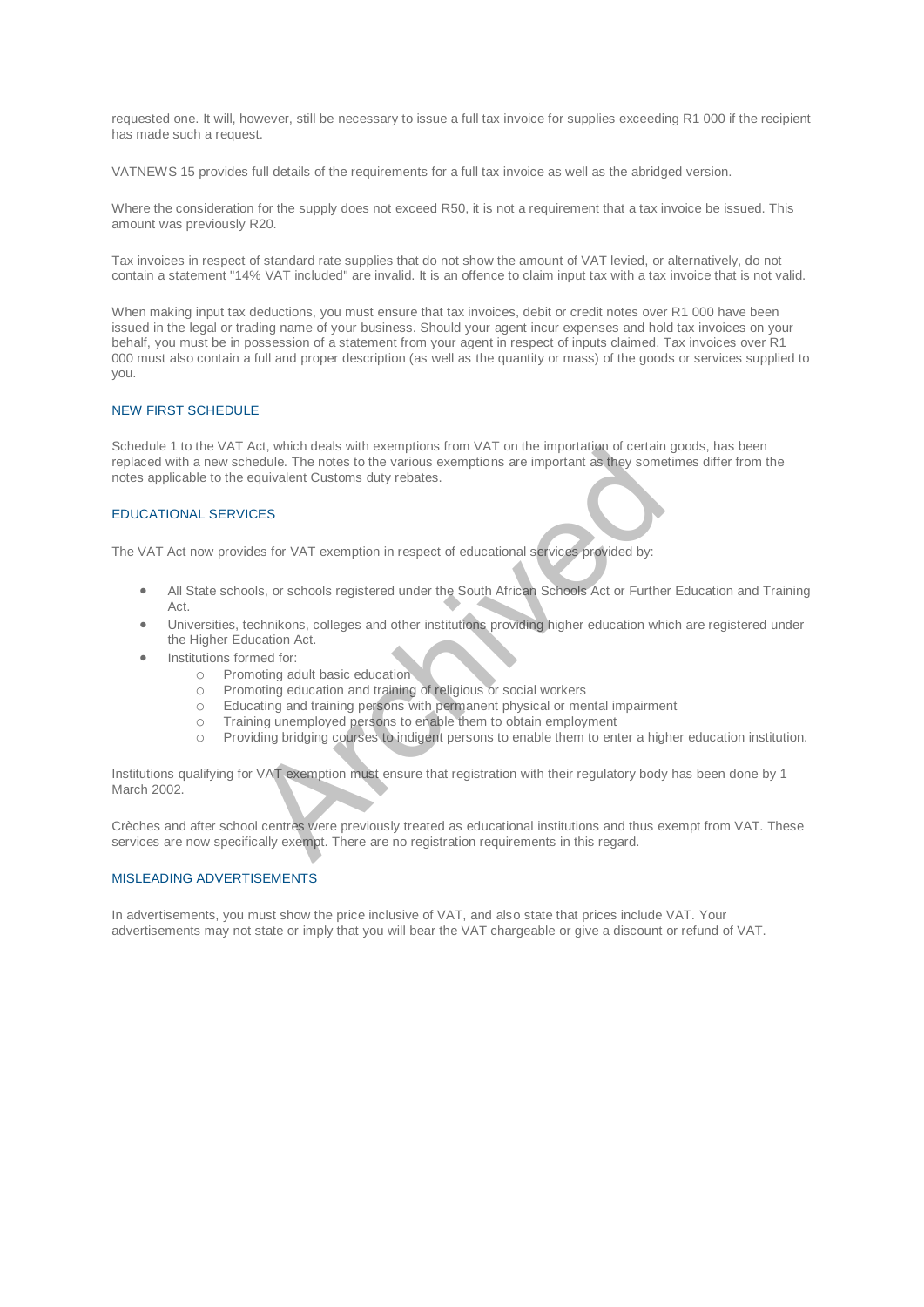requested one. It will, however, still be necessary to issue a full tax invoice for supplies exceeding R1 000 if the recipient has made such a request.

VATNEWS 15 provides full details of the requirements for a full tax invoice as well as the abridged version.

Where the consideration for the supply does not exceed R50, it is not a requirement that a tax invoice be issued. This amount was previously R20.

Tax invoices in respect of standard rate supplies that do not show the amount of VAT levied, or alternatively, do not contain a statement "14% VAT included" are invalid. It is an offence to claim input tax with a tax invoice that is not valid.

When making input tax deductions, you must ensure that tax invoices, debit or credit notes over R1 000 have been issued in the legal or trading name of your business. Should your agent incur expenses and hold tax invoices on your behalf, you must be in possession of a statement from your agent in respect of inputs claimed. Tax invoices over R1 000 must also contain a full and proper description (as well as the quantity or mass) of the goods or services supplied to you.

## NEW FIRST SCHEDULE

Schedule 1 to the VAT Act, which deals with exemptions from VAT on the importation of certain goods, has been replaced with a new schedule. The notes to the various exemptions are important as they sometimes differ from the notes applicable to the equivalent Customs duty rebates.

## EDUCATIONAL SERVICES

The VAT Act now provides for VAT exemption in respect of educational services provided by:

- All State schools, or schools registered under the South African Schools Act or Further Education and Training Act.
- Universities, technikons, colleges and other institutions providing higher education which are registered under the Higher Education Act.
- Institutions formed for:
  - Promoting adult basic education
  - Promoting education and training of religious or social workers
  - Educating and training persons with permanent physical or mental impairment
  - Training unemployed persons to enable them to obtain employment
  - Providing bridging courses to indigent persons to enable them to enter a higher education institution.

Institutions qualifying for VAT exemption must ensure that registration with their regulatory body has been done by 1 March 2002.

Crèches and after school centres were previously treated as educational institutions and thus exempt from VAT. These services are now specifically exempt. There are no registration requirements in this regard.

## MISLEADING ADVERTISEMENTS

In advertisements, you must show the price inclusive of VAT, and also state that prices include VAT. Your advertisements may not state or imply that you will bear the VAT chargeable or give a discount or refund of VAT.